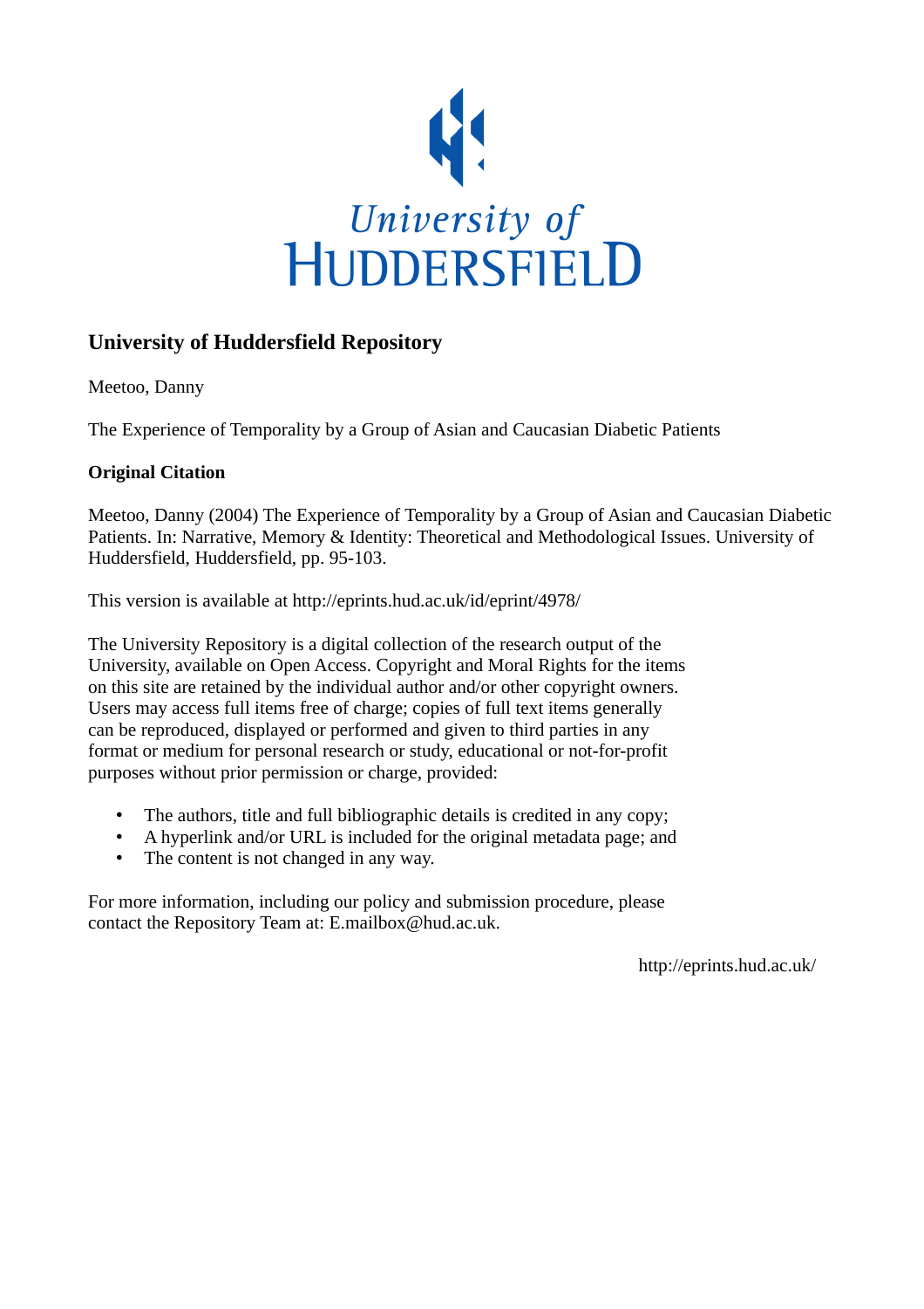University of HUDDERSFIELD

# University of Huddersfield Repository

Meetoo, Danny

The Experience of Temporality by a Group of Asian and Caucasian Diabetic Patients

**Original Citation**

Meetoo, Danny (2004) The Experience of Temporality by a Group of Asian and Caucasian Diabetic Patients. In: Narrative, Memory & Identity: Theoretical and Methodological Issues. University of Huddersfield, Huddersfield, pp. 95-103.

This version is available at http://eprints.hud.ac.uk/id/eprint/4978/

The University Repository is a digital collection of the research output of the University, available on Open Access. Copyright and Moral Rights for the items on this site are retained by the individual author and/or other copyright owners. Users may access full items free of charge; copies of full text items generally can be reproduced, displayed or performed and given to third parties in any format or medium for personal research or study, educational or not-for-profit purposes without prior permission or charge, provided:

- The authors, title and full bibliographic details is credited in any copy;
- A hyperlink and/or URL is included for the original metadata page; and
- The content is not changed in any way.

For more information, including our policy and submission procedure, please contact the Repository Team at: E.mailbox@hud.ac.uk.

http://eprints.hud.ac.uk/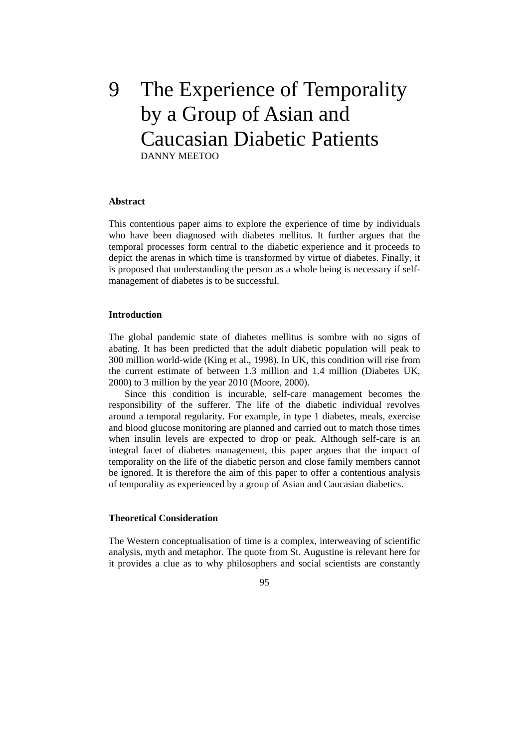# 9 The Experience of Temporality by a Group of Asian and Caucasian Diabetic Patients

DANNY MEETOO

### Abstract

This contentious paper aims to explore the experience of time by individuals who have been diagnosed with diabetes mellitus. It further argues that the temporal processes form central to the diabetic experience and it proceeds to depict the arenas in which time is transformed by virtue of diabetes. Finally, it is proposed that understanding the person as a whole being is necessary if self-management of diabetes is to be successful.

### Introduction

The global pandemic state of diabetes mellitus is sombre with no signs of abating. It has been predicted that the adult diabetic population will peak to 300 million world-wide (King et al., 1998). In UK, this condition will rise from the current estimate of between 1.3 million and 1.4 million (Diabetes UK, 2000) to 3 million by the year 2010 (Moore, 2000).

Since this condition is incurable, self-care management becomes the responsibility of the sufferer. The life of the diabetic individual revolves around a temporal regularity. For example, in type 1 diabetes, meals, exercise and blood glucose monitoring are planned and carried out to match those times when insulin levels are expected to drop or peak. Although self-care is an integral facet of diabetes management, this paper argues that the impact of temporality on the life of the diabetic person and close family members cannot be ignored. It is therefore the aim of this paper to offer a contentious analysis of temporality as experienced by a group of Asian and Caucasian diabetics.

### Theoretical Consideration

The Western conceptualisation of time is a complex, interweaving of scientific analysis, myth and metaphor. The quote from St. Augustine is relevant here for it provides a clue as to why philosophers and social scientists are constantly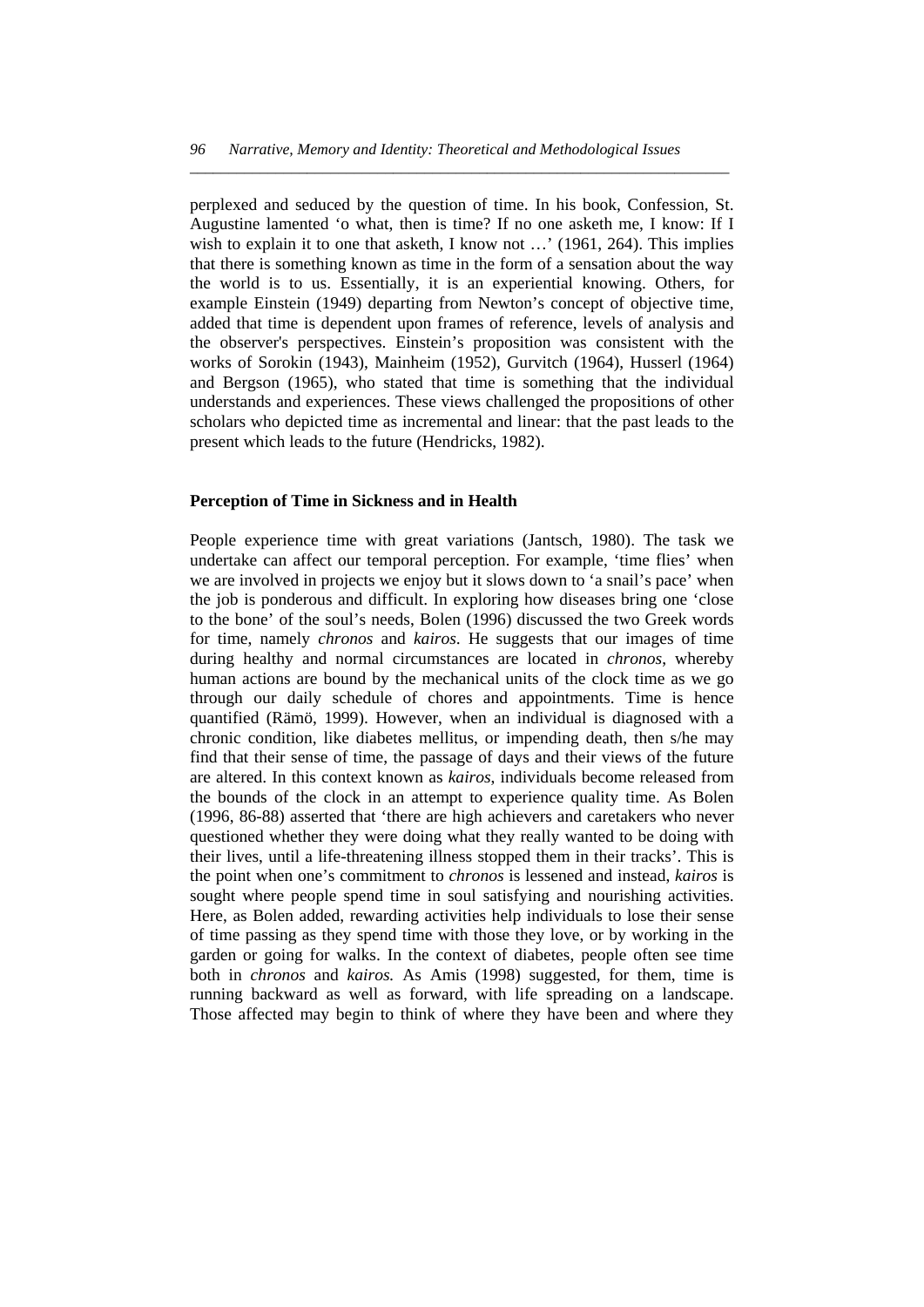perplexed and seduced by the question of time. In his book, Confession, St. Augustine lamented 'o what, then is time? If no one asketh me, I know: If I wish to explain it to one that asketh, I know not …' (1961, 264). This implies that there is something known as time in the form of a sensation about the way the world is to us. Essentially, it is an experiential knowing. Others, for example Einstein (1949) departing from Newton's concept of objective time, added that time is dependent upon frames of reference, levels of analysis and the observer's perspectives. Einstein's proposition was consistent with the works of Sorokin (1943), Mainheim (1952), Gurvitch (1964), Husserl (1964) and Bergson (1965), who stated that time is something that the individual understands and experiences. These views challenged the propositions of other scholars who depicted time as incremental and linear: that the past leads to the present which leads to the future (Hendricks, 1982).

**Perception of Time in Sickness and in Health**

People experience time with great variations (Jantsch, 1980). The task we undertake can affect our temporal perception. For example, 'time flies' when we are involved in projects we enjoy but it slows down to 'a snail's pace' when the job is ponderous and difficult. In exploring how diseases bring one 'close to the bone' of the soul's needs, Bolen (1996) discussed the two Greek words for time, namely *chronos* and *kairos*. He suggests that our images of time during healthy and normal circumstances are located in *chronos*, whereby human actions are bound by the mechanical units of the clock time as we go through our daily schedule of chores and appointments. Time is hence quantified (Rämö, 1999). However, when an individual is diagnosed with a chronic condition, like diabetes mellitus, or impending death, then s/he may find that their sense of time, the passage of days and their views of the future are altered. In this context known as *kairos*, individuals become released from the bounds of the clock in an attempt to experience quality time. As Bolen (1996, 86-88) asserted that 'there are high achievers and caretakers who never questioned whether they were doing what they really wanted to be doing with their lives, until a life-threatening illness stopped them in their tracks'. This is the point when one's commitment to *chronos* is lessened and instead, *kairos* is sought where people spend time in soul satisfying and nourishing activities. Here, as Bolen added, rewarding activities help individuals to lose their sense of time passing as they spend time with those they love, or by working in the garden or going for walks. In the context of diabetes, people often see time both in *chronos* and *kairos.* As Amis (1998) suggested, for them, time is running backward as well as forward, with life spreading on a landscape. Those affected may begin to think of where they have been and where they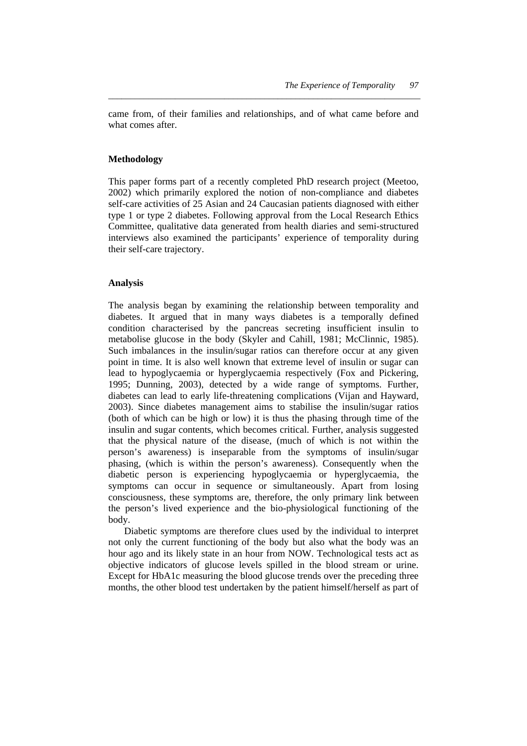came from, of their families and relationships, and of what came before and what comes after.

## Methodology

This paper forms part of a recently completed PhD research project (Meetoo, 2002) which primarily explored the notion of non-compliance and diabetes self-care activities of 25 Asian and 24 Caucasian patients diagnosed with either type 1 or type 2 diabetes. Following approval from the Local Research Ethics Committee, qualitative data generated from health diaries and semi-structured interviews also examined the participants' experience of temporality during their self-care trajectory.

## Analysis

The analysis began by examining the relationship between temporality and diabetes. It argued that in many ways diabetes is a temporally defined condition characterised by the pancreas secreting insufficient insulin to metabolise glucose in the body (Skyler and Cahill, 1981; McClinnic, 1985). Such imbalances in the insulin/sugar ratios can therefore occur at any given point in time. It is also well known that extreme level of insulin or sugar can lead to hypoglycaemia or hyperglycaemia respectively (Fox and Pickering, 1995; Dunning, 2003), detected by a wide range of symptoms. Further, diabetes can lead to early life-threatening complications (Vijan and Hayward, 2003). Since diabetes management aims to stabilise the insulin/sugar ratios (both of which can be high or low) it is thus the phasing through time of the insulin and sugar contents, which becomes critical. Further, analysis suggested that the physical nature of the disease, (much of which is not within the person's awareness) is inseparable from the symptoms of insulin/sugar phasing, (which is within the person's awareness). Consequently when the diabetic person is experiencing hypoglycaemia or hyperglycaemia, the symptoms can occur in sequence or simultaneously. Apart from losing consciousness, these symptoms are, therefore, the only primary link between the person's lived experience and the bio-physiological functioning of the body.

Diabetic symptoms are therefore clues used by the individual to interpret not only the current functioning of the body but also what the body was an hour ago and its likely state in an hour from NOW. Technological tests act as objective indicators of glucose levels spilled in the blood stream or urine. Except for HbA1c measuring the blood glucose trends over the preceding three months, the other blood test undertaken by the patient himself/herself as part of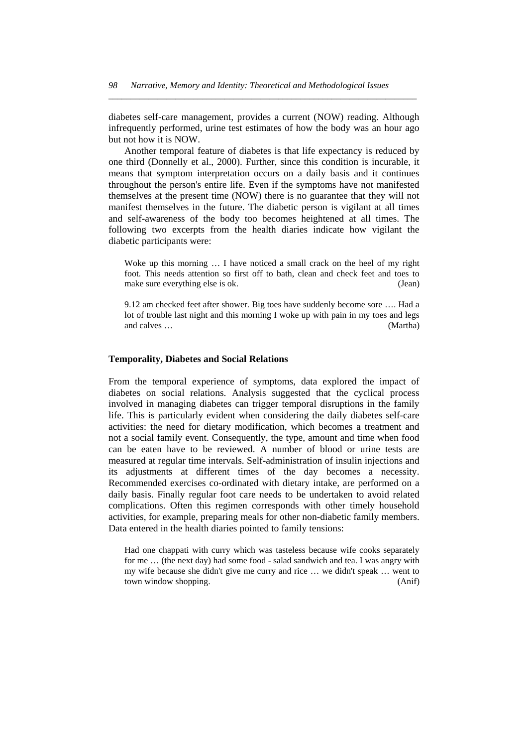diabetes self-care management, provides a current (NOW) reading. Although infrequently performed, urine test estimates of how the body was an hour ago but not how it is NOW.

Another temporal feature of diabetes is that life expectancy is reduced by one third (Donnelly et al., 2000). Further, since this condition is incurable, it means that symptom interpretation occurs on a daily basis and it continues throughout the person's entire life. Even if the symptoms have not manifested themselves at the present time (NOW) there is no guarantee that they will not manifest themselves in the future. The diabetic person is vigilant at all times and self-awareness of the body too becomes heightened at all times. The following two excerpts from the health diaries indicate how vigilant the diabetic participants were:

> Woke up this morning … I have noticed a small crack on the heel of my right foot. This needs attention so first off to bath, clean and check feet and toes to make sure everything else is ok. (Jean)

> 9.12 am checked feet after shower. Big toes have suddenly become sore …. Had a lot of trouble last night and this morning I woke up with pain in my toes and legs and calves … (Martha)

### Temporality, Diabetes and Social Relations

From the temporal experience of symptoms, data explored the impact of diabetes on social relations. Analysis suggested that the cyclical process involved in managing diabetes can trigger temporal disruptions in the family life. This is particularly evident when considering the daily diabetes self-care activities: the need for dietary modification, which becomes a treatment and not a social family event. Consequently, the type, amount and time when food can be eaten have to be reviewed. A number of blood or urine tests are measured at regular time intervals. Self-administration of insulin injections and its adjustments at different times of the day becomes a necessity. Recommended exercises co-ordinated with dietary intake, are performed on a daily basis. Finally regular foot care needs to be undertaken to avoid related complications. Often this regimen corresponds with other timely household activities, for example, preparing meals for other non-diabetic family members. Data entered in the health diaries pointed to family tensions:

> Had one chappati with curry which was tasteless because wife cooks separately for me … (the next day) had some food - salad sandwich and tea. I was angry with my wife because she didn't give me curry and rice … we didn't speak … went to town window shopping. (Anif)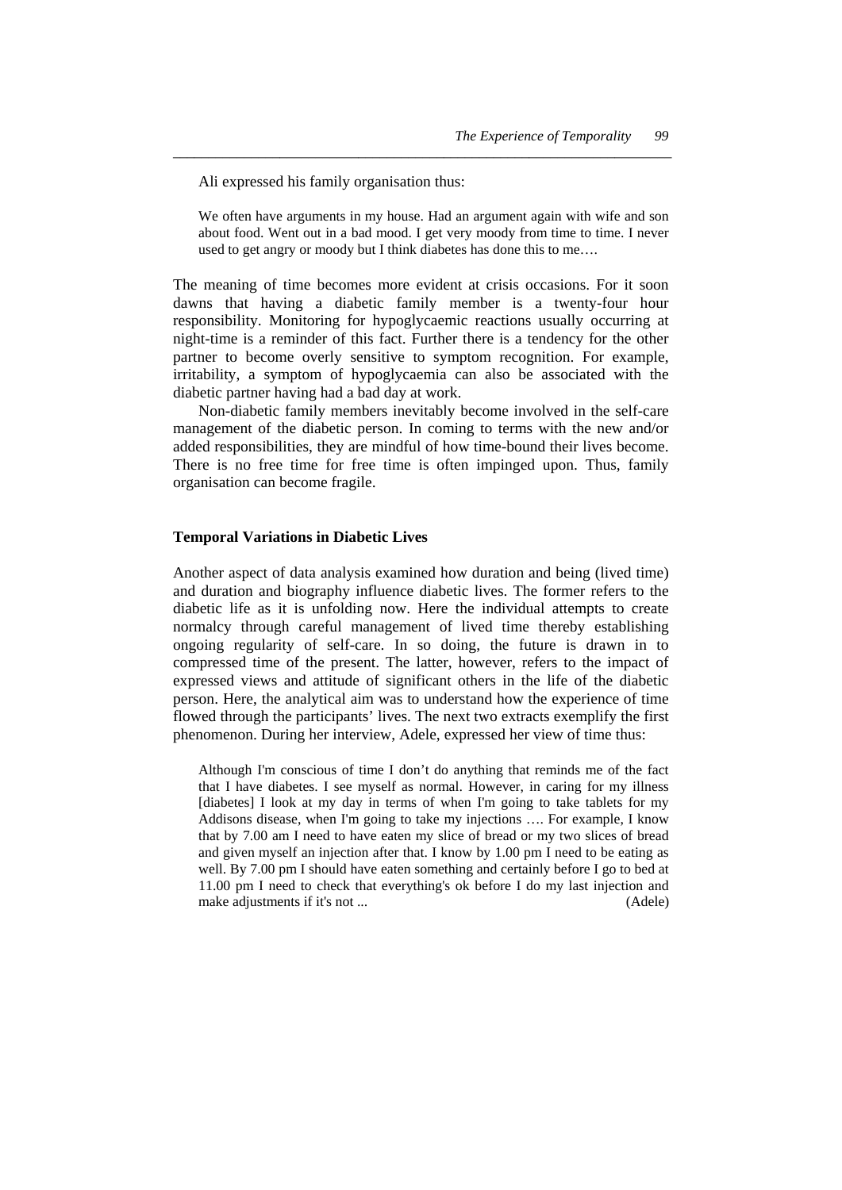Ali expressed his family organisation thus:

> We often have arguments in my house. Had an argument again with wife and son about food. Went out in a bad mood. I get very moody from time to time. I never used to get angry or moody but I think diabetes has done this to me….

The meaning of time becomes more evident at crisis occasions. For it soon dawns that having a diabetic family member is a twenty-four hour responsibility. Monitoring for hypoglycaemic reactions usually occurring at night-time is a reminder of this fact. Further there is a tendency for the other partner to become overly sensitive to symptom recognition. For example, irritability, a symptom of hypoglycaemia can also be associated with the diabetic partner having had a bad day at work.

Non-diabetic family members inevitably become involved in the self-care management of the diabetic person. In coming to terms with the new and/or added responsibilities, they are mindful of how time-bound their lives become. There is no free time for free time is often impinged upon. Thus, family organisation can become fragile.

**Temporal Variations in Diabetic Lives**

Another aspect of data analysis examined how duration and being (lived time) and duration and biography influence diabetic lives. The former refers to the diabetic life as it is unfolding now. Here the individual attempts to create normalcy through careful management of lived time thereby establishing ongoing regularity of self-care. In so doing, the future is drawn in to compressed time of the present. The latter, however, refers to the impact of expressed views and attitude of significant others in the life of the diabetic person. Here, the analytical aim was to understand how the experience of time flowed through the participants' lives. The next two extracts exemplify the first phenomenon. During her interview, Adele, expressed her view of time thus:

> Although I'm conscious of time I don't do anything that reminds me of the fact that I have diabetes. I see myself as normal. However, in caring for my illness [diabetes] I look at my day in terms of when I'm going to take tablets for my Addisons disease, when I'm going to take my injections …. For example, I know that by 7.00 am I need to have eaten my slice of bread or my two slices of bread and given myself an injection after that. I know by 1.00 pm I need to be eating as well. By 7.00 pm I should have eaten something and certainly before I go to bed at 11.00 pm I need to check that everything's ok before I do my last injection and make adjustments if it's not ... (Adele)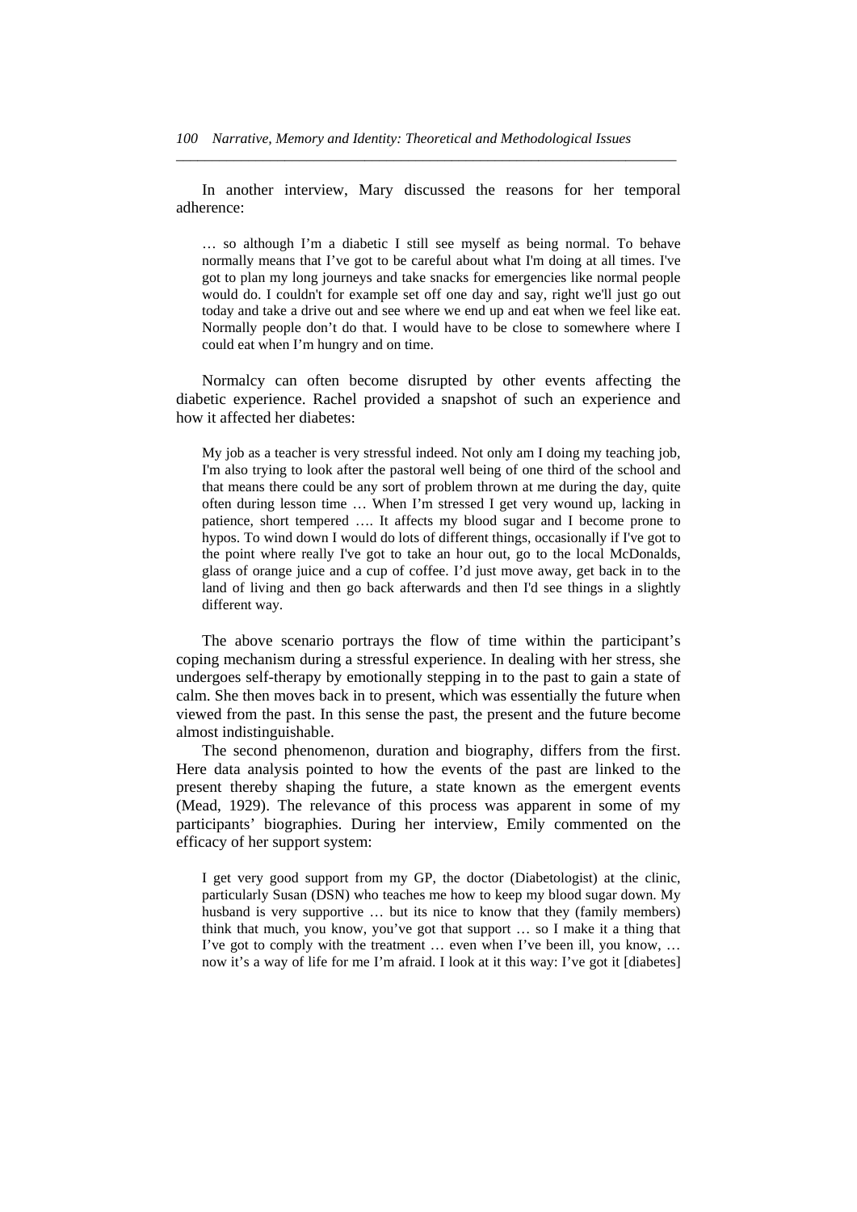In another interview, Mary discussed the reasons for her temporal adherence:

> … so although I'm a diabetic I still see myself as being normal. To behave normally means that I've got to be careful about what I'm doing at all times. I've got to plan my long journeys and take snacks for emergencies like normal people would do. I couldn't for example set off one day and say, right we'll just go out today and take a drive out and see where we end up and eat when we feel like eat. Normally people don't do that. I would have to be close to somewhere where I could eat when I'm hungry and on time.

Normalcy can often become disrupted by other events affecting the diabetic experience. Rachel provided a snapshot of such an experience and how it affected her diabetes:

> My job as a teacher is very stressful indeed. Not only am I doing my teaching job, I'm also trying to look after the pastoral well being of one third of the school and that means there could be any sort of problem thrown at me during the day, quite often during lesson time … When I'm stressed I get very wound up, lacking in patience, short tempered …. It affects my blood sugar and I become prone to hypos. To wind down I would do lots of different things, occasionally if I've got to the point where really I've got to take an hour out, go to the local McDonalds, glass of orange juice and a cup of coffee. I'd just move away, get back in to the land of living and then go back afterwards and then I'd see things in a slightly different way.

The above scenario portrays the flow of time within the participant's coping mechanism during a stressful experience. In dealing with her stress, she undergoes self-therapy by emotionally stepping in to the past to gain a state of calm. She then moves back in to present, which was essentially the future when viewed from the past. In this sense the past, the present and the future become almost indistinguishable.

The second phenomenon, duration and biography, differs from the first. Here data analysis pointed to how the events of the past are linked to the present thereby shaping the future, a state known as the emergent events (Mead, 1929). The relevance of this process was apparent in some of my participants' biographies. During her interview, Emily commented on the efficacy of her support system:

> I get very good support from my GP, the doctor (Diabetologist) at the clinic, particularly Susan (DSN) who teaches me how to keep my blood sugar down. My husband is very supportive … but its nice to know that they (family members) think that much, you know, you've got that support … so I make it a thing that I've got to comply with the treatment … even when I've been ill, you know, … now it's a way of life for me I'm afraid. I look at it this way: I've got it [diabetes]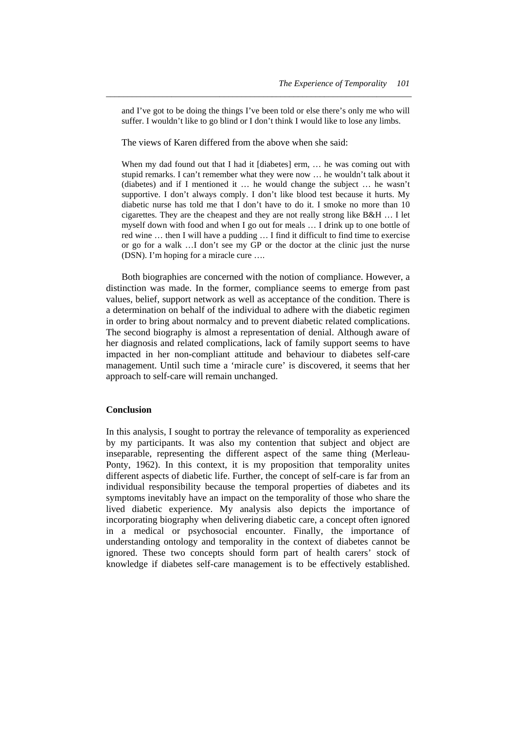> and I've got to be doing the things I've been told or else there's only me who will suffer. I wouldn't like to go blind or I don't think I would like to lose any limbs.

The views of Karen differed from the above when she said:

> When my dad found out that I had it [diabetes] erm, … he was coming out with stupid remarks. I can't remember what they were now … he wouldn't talk about it (diabetes) and if I mentioned it … he would change the subject … he wasn't supportive. I don't always comply. I don't like blood test because it hurts. My diabetic nurse has told me that I don't have to do it. I smoke no more than 10 cigarettes. They are the cheapest and they are not really strong like B&H … I let myself down with food and when I go out for meals … I drink up to one bottle of red wine … then I will have a pudding … I find it difficult to find time to exercise or go for a walk …I don't see my GP or the doctor at the clinic just the nurse (DSN). I'm hoping for a miracle cure ….

Both biographies are concerned with the notion of compliance. However, a distinction was made. In the former, compliance seems to emerge from past values, belief, support network as well as acceptance of the condition. There is a determination on behalf of the individual to adhere with the diabetic regimen in order to bring about normalcy and to prevent diabetic related complications. The second biography is almost a representation of denial. Although aware of her diagnosis and related complications, lack of family support seems to have impacted in her non-compliant attitude and behaviour to diabetes self-care management. Until such time a 'miracle cure' is discovered, it seems that her approach to self-care will remain unchanged.

## Conclusion

In this analysis, I sought to portray the relevance of temporality as experienced by my participants. It was also my contention that subject and object are inseparable, representing the different aspect of the same thing (Merleau-Ponty, 1962). In this context, it is my proposition that temporality unites different aspects of diabetic life. Further, the concept of self-care is far from an individual responsibility because the temporal properties of diabetes and its symptoms inevitably have an impact on the temporality of those who share the lived diabetic experience. My analysis also depicts the importance of incorporating biography when delivering diabetic care, a concept often ignored in a medical or psychosocial encounter. Finally, the importance of understanding ontology and temporality in the context of diabetes cannot be ignored. These two concepts should form part of health carers' stock of knowledge if diabetes self-care management is to be effectively established.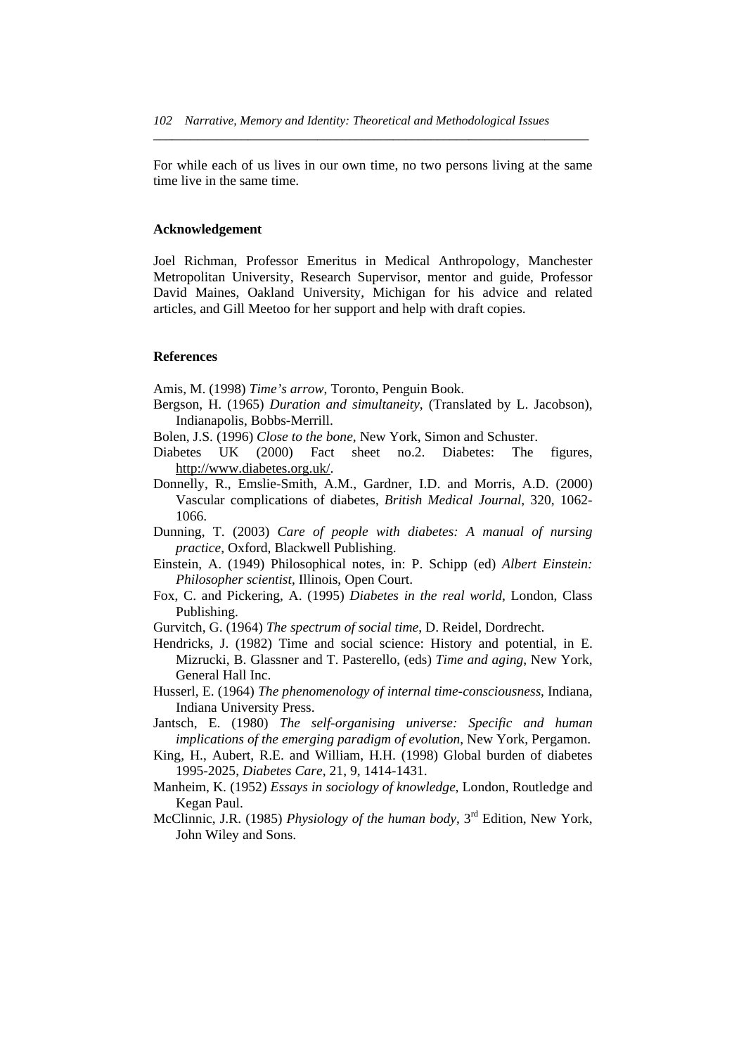For while each of us lives in our own time, no two persons living at the same time live in the same time.

## Acknowledgement

Joel Richman, Professor Emeritus in Medical Anthropology, Manchester Metropolitan University, Research Supervisor, mentor and guide, Professor David Maines, Oakland University, Michigan for his advice and related articles, and Gill Meetoo for her support and help with draft copies.

## References

Amis, M. (1998) *Time's arrow*, Toronto, Penguin Book.

Bergson, H. (1965) *Duration and simultaneity*, (Translated by L. Jacobson), Indianapolis, Bobbs-Merrill.

Bolen, J.S. (1996) *Close to the bone*, New York, Simon and Schuster.

Diabetes UK (2000) Fact sheet no.2. Diabetes: The figures, http://www.diabetes.org.uk/.

Donnelly, R., Emslie-Smith, A.M., Gardner, I.D. and Morris, A.D. (2000) Vascular complications of diabetes, *British Medical Journal*, 320, 1062-1066.

Dunning, T. (2003) *Care of people with diabetes: A manual of nursing practice*, Oxford, Blackwell Publishing.

Einstein, A. (1949) Philosophical notes, in: P. Schipp (ed) *Albert Einstein: Philosopher scientist*, Illinois, Open Court.

Fox, C. and Pickering, A. (1995) *Diabetes in the real world*, London, Class Publishing.

Gurvitch, G. (1964) *The spectrum of social time*, D. Reidel, Dordrecht.

Hendricks, J. (1982) Time and social science: History and potential, in E. Mizrucki, B. Glassner and T. Pasterello, (eds) *Time and aging*, New York, General Hall Inc.

Husserl, E. (1964) *The phenomenology of internal time-consciousness*, Indiana, Indiana University Press.

Jantsch, E. (1980) *The self-organising universe: Specific and human implications of the emerging paradigm of evolution*, New York, Pergamon.

King, H., Aubert, R.E. and William, H.H. (1998) Global burden of diabetes 1995-2025, *Diabetes Care*, 21, 9, 1414-1431.

Manheim, K. (1952) *Essays in sociology of knowledge*, London, Routledge and Kegan Paul.

McClinnic, J.R. (1985) *Physiology of the human body*, 3rd Edition, New York, John Wiley and Sons.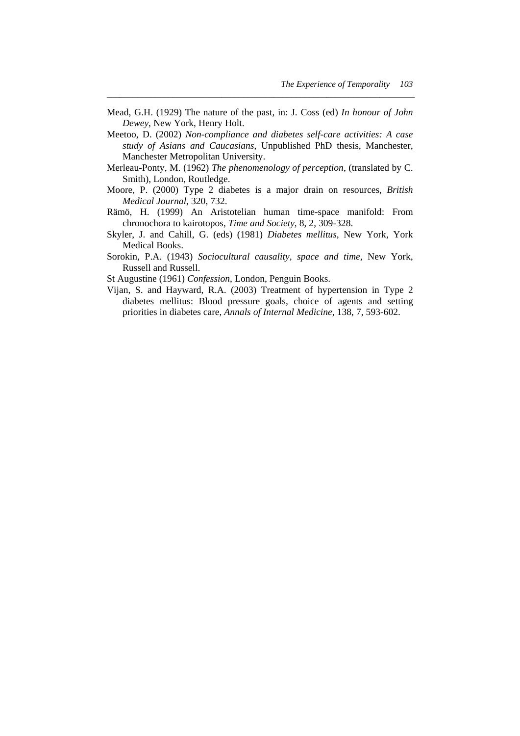Mead, G.H. (1929) The nature of the past, in: J. Coss (ed) *In honour of John Dewey*, New York, Henry Holt.

Meetoo, D. (2002) *Non-compliance and diabetes self-care activities: A case study of Asians and Caucasians*, Unpublished PhD thesis, Manchester, Manchester Metropolitan University.

Merleau-Ponty, M. (1962) *The phenomenology of perception*, (translated by C. Smith), London, Routledge.

Moore, P. (2000) Type 2 diabetes is a major drain on resources, *British Medical Journal*, 320, 732.

Rämö, H. (1999) An Aristotelian human time-space manifold: From chronochora to kairotopos, *Time and Society*, 8, 2, 309-328.

Skyler, J. and Cahill, G. (eds) (1981) *Diabetes mellitus*, New York, York Medical Books.

Sorokin, P.A. (1943) *Sociocultural causality, space and time*, New York, Russell and Russell.

St Augustine (1961) *Confession*, London, Penguin Books.

Vijan, S. and Hayward, R.A. (2003) Treatment of hypertension in Type 2 diabetes mellitus: Blood pressure goals, choice of agents and setting priorities in diabetes care, *Annals of Internal Medicine*, 138, 7, 593-602.